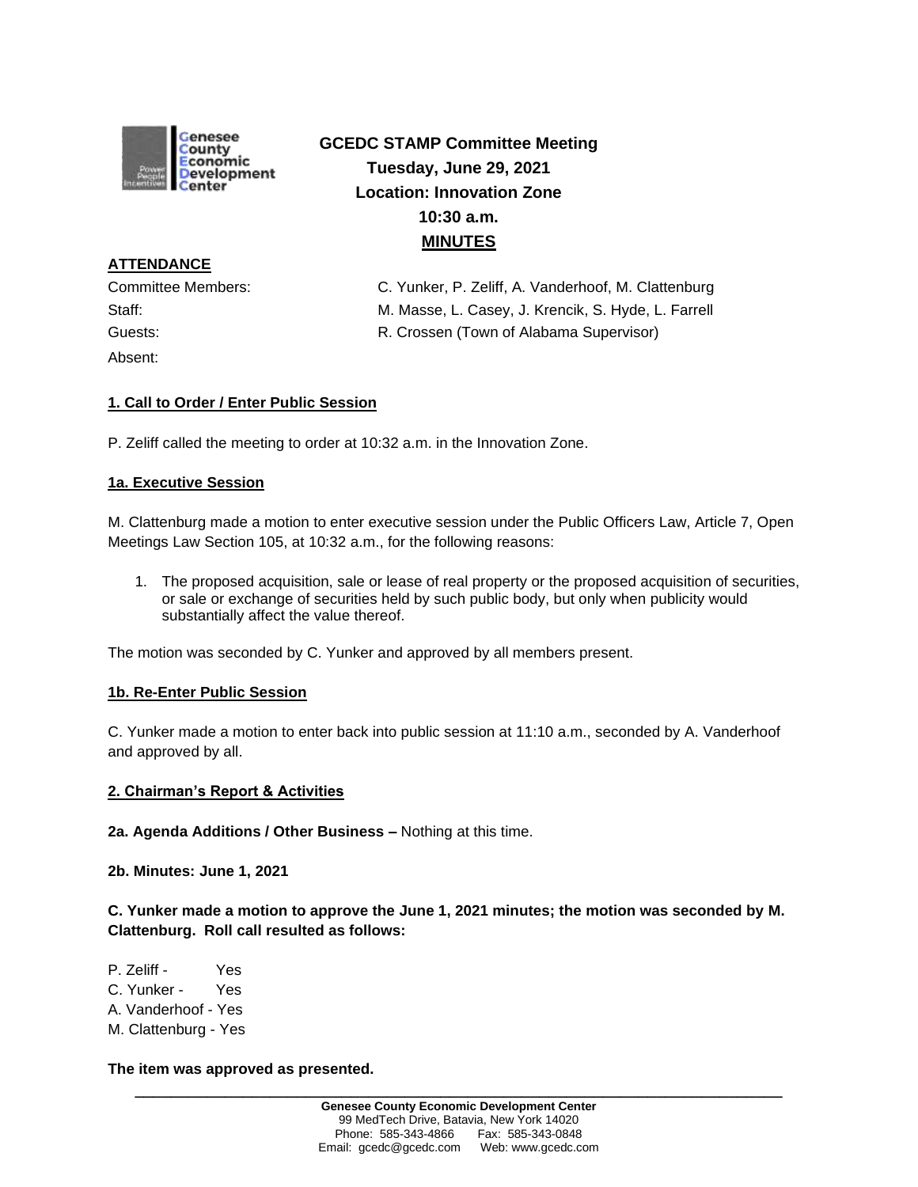# GCEDC STAMP Committee Meeting
**Tuesday, June 29, 2021**
**Location: Innovation Zone**
**10:30 a.m.**
**MINUTES**

**ATTENDANCE**

Committee Members: C. Yunker, P. Zeliff, A. Vanderhoof, M. Clattenburg
Staff: M. Masse, L. Casey, J. Krencik, S. Hyde, L. Farrell
Guests: R. Crossen (Town of Alabama Supervisor)
Absent:

**1. Call to Order / Enter Public Session**

P. Zeliff called the meeting to order at 10:32 a.m. in the Innovation Zone.

**1a. Executive Session**

M. Clattenburg made a motion to enter executive session under the Public Officers Law, Article 7, Open Meetings Law Section 105, at 10:32 a.m., for the following reasons:

1. The proposed acquisition, sale or lease of real property or the proposed acquisition of securities, or sale or exchange of securities held by such public body, but only when publicity would substantially affect the value thereof.

The motion was seconded by C. Yunker and approved by all members present.

**1b. Re-Enter Public Session**

C. Yunker made a motion to enter back into public session at 11:10 a.m., seconded by A. Vanderhoof and approved by all.

**2. Chairman's Report & Activities**

**2a. Agenda Additions / Other Business –** Nothing at this time.

**2b. Minutes: June 1, 2021**

**C. Yunker made a motion to approve the June 1, 2021 minutes; the motion was seconded by M. Clattenburg. Roll call resulted as follows:**

P. Zeliff - Yes
C. Yunker - Yes
A. Vanderhoof - Yes
M. Clattenburg - Yes

**The item was approved as presented.**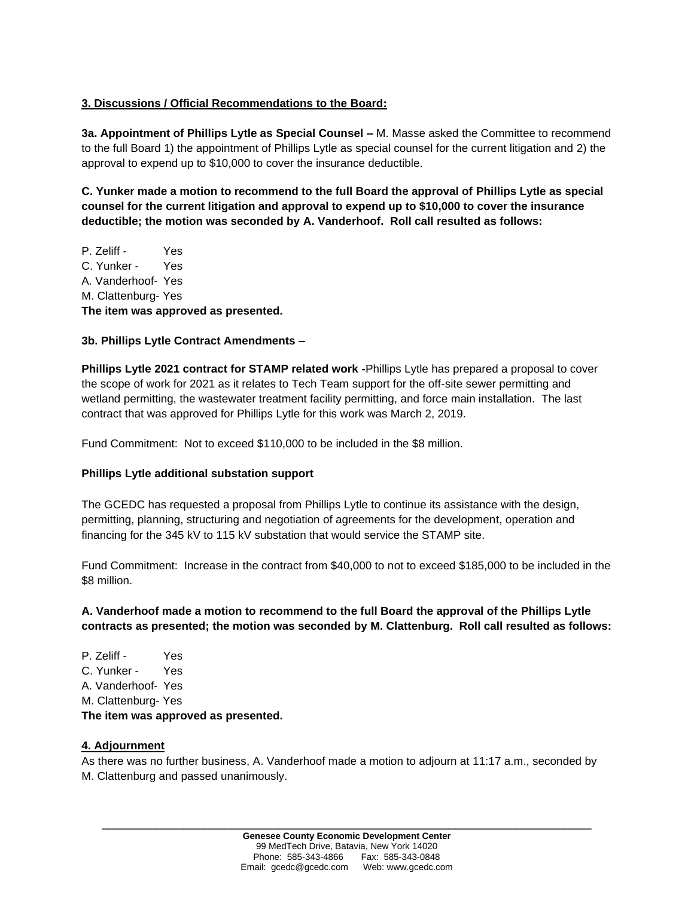**3. Discussions / Official Recommendations to the Board:**

**3a. Appointment of Phillips Lytle as Special Counsel –** M. Masse asked the Committee to recommend to the full Board 1) the appointment of Phillips Lytle as special counsel for the current litigation and 2) the approval to expend up to $10,000 to cover the insurance deductible.

**C. Yunker made a motion to recommend to the full Board the approval of Phillips Lytle as special counsel for the current litigation and approval to expend up to $10,000 to cover the insurance deductible; the motion was seconded by A. Vanderhoof. Roll call resulted as follows:**

P. Zeliff - Yes
C. Yunker - Yes
A. Vanderhoof- Yes
M. Clattenburg- Yes
**The item was approved as presented.**

**3b. Phillips Lytle Contract Amendments –**

**Phillips Lytle 2021 contract for STAMP related work -**Phillips Lytle has prepared a proposal to cover the scope of work for 2021 as it relates to Tech Team support for the off-site sewer permitting and wetland permitting, the wastewater treatment facility permitting, and force main installation. The last contract that was approved for Phillips Lytle for this work was March 2, 2019.

Fund Commitment: Not to exceed $110,000 to be included in the $8 million.

**Phillips Lytle additional substation support**

The GCEDC has requested a proposal from Phillips Lytle to continue its assistance with the design, permitting, planning, structuring and negotiation of agreements for the development, operation and financing for the 345 kV to 115 kV substation that would service the STAMP site.

Fund Commitment: Increase in the contract from $40,000 to not to exceed $185,000 to be included in the $8 million.

**A. Vanderhoof made a motion to recommend to the full Board the approval of the Phillips Lytle contracts as presented; the motion was seconded by M. Clattenburg. Roll call resulted as follows:**

P. Zeliff - Yes
C. Yunker - Yes
A. Vanderhoof- Yes
M. Clattenburg- Yes
**The item was approved as presented.**

**4. Adjournment**

As there was no further business, A. Vanderhoof made a motion to adjourn at 11:17 a.m., seconded by M. Clattenburg and passed unanimously.